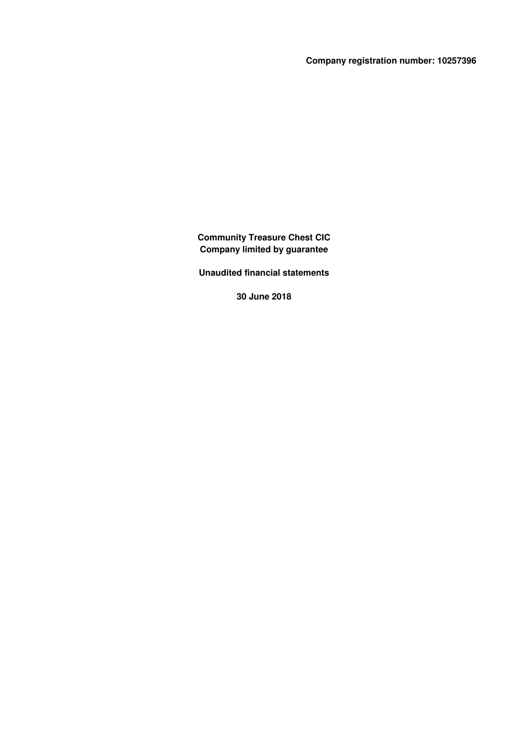**Company registration number: 10257396**

# Community Treasure Chest CIC
## Company limited by guarantee

## Unaudited financial statements

## 30 June 2018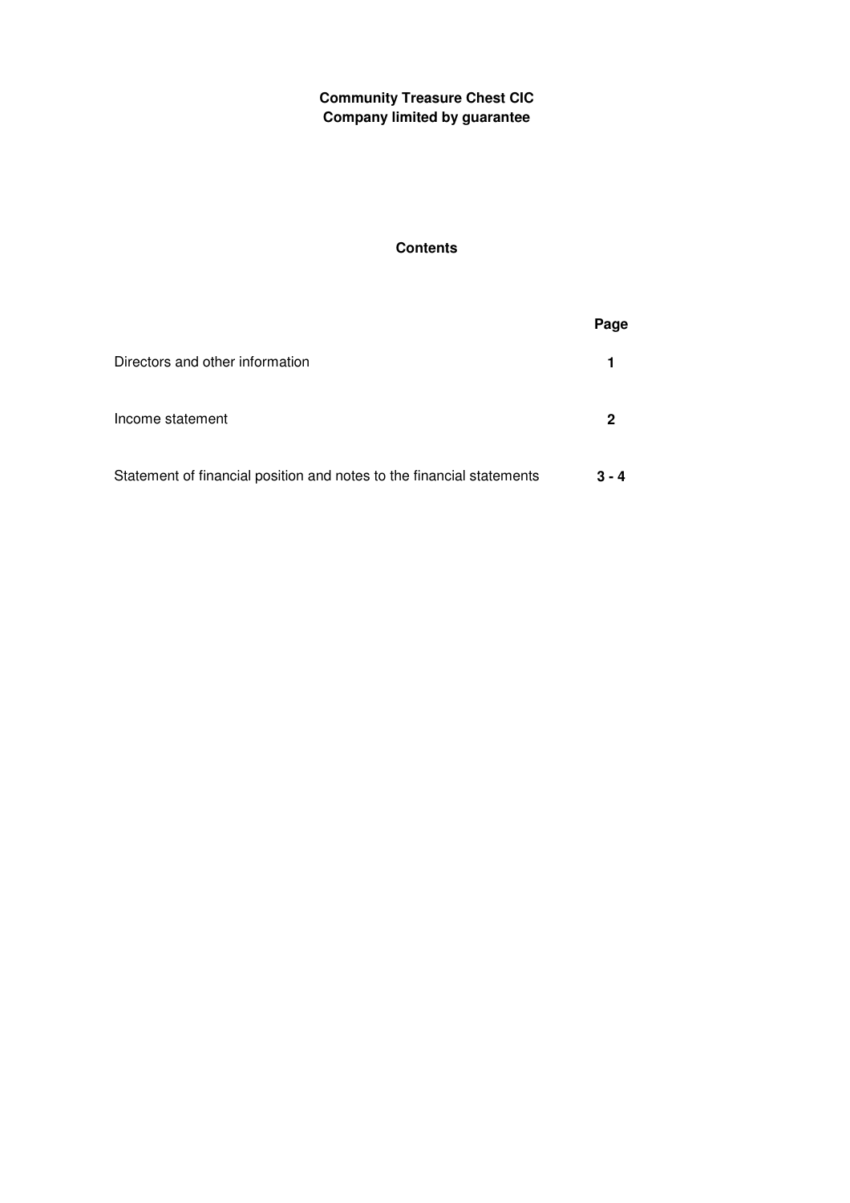**Community Treasure Chest CIC**
**Company limited by guarantee**

## Contents

| | Page |
|---|---|
| Directors and other information | **1** |
| Income statement | **2** |
| Statement of financial position and notes to the financial statements | **3 - 4** |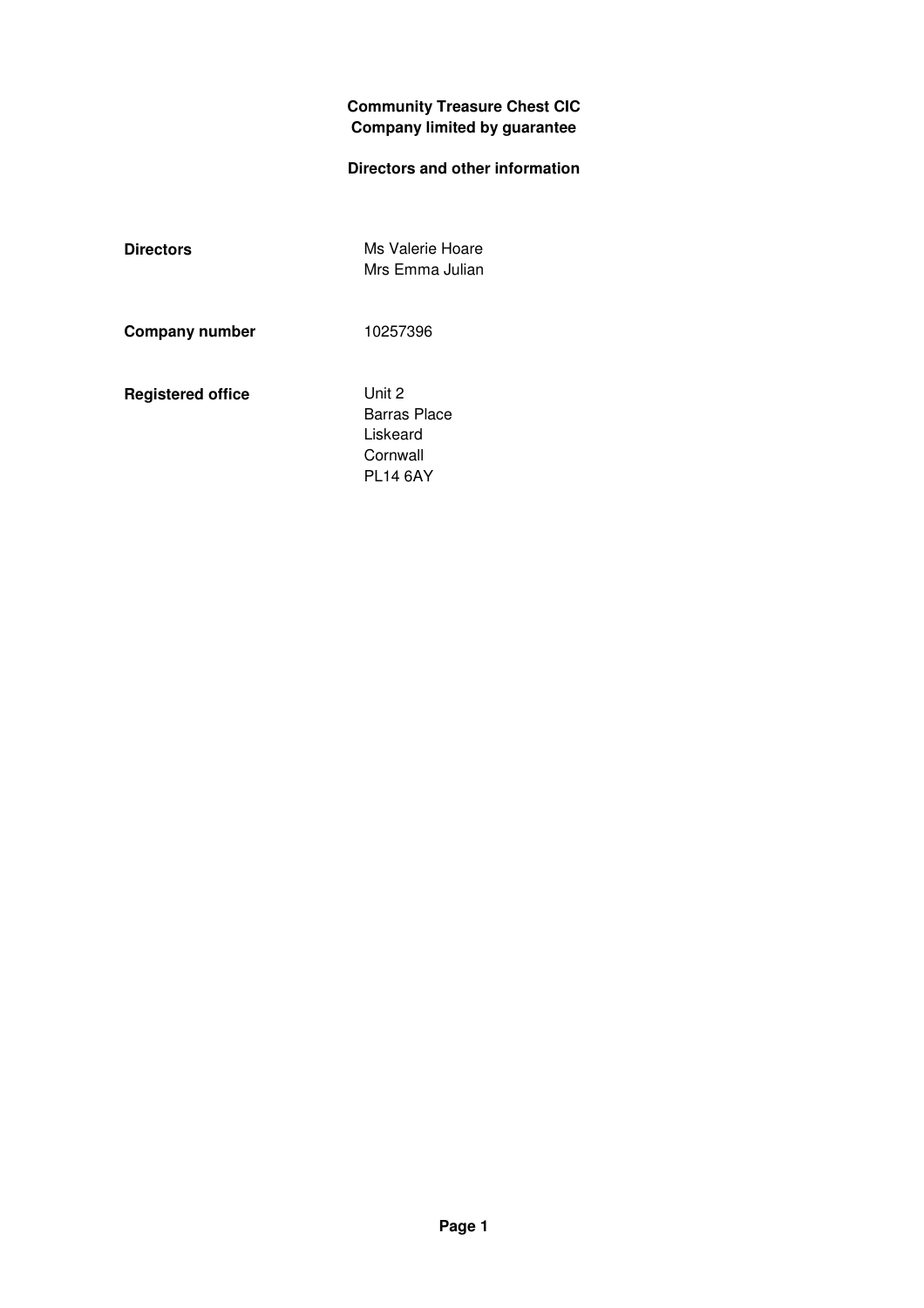**Community Treasure Chest CIC**
**Company limited by guarantee**

**Directors and other information**

| | |
|---|---|
| **Directors** | Ms Valerie Hoare<br>Mrs Emma Julian |
| **Company number** | 10257396 |
| **Registered office** | Unit 2<br>Barras Place<br>Liskeard<br>Cornwall<br>PL14 6AY |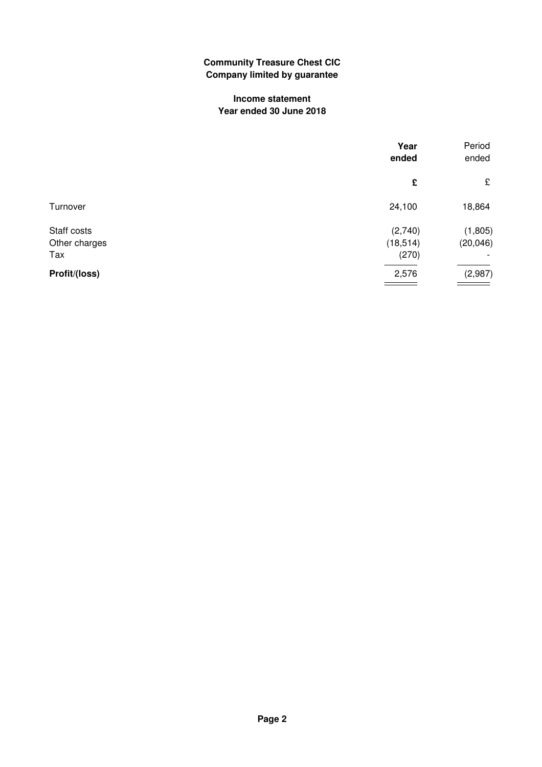**Community Treasure Chest CIC**
**Company limited by guarantee**

**Income statement**
**Year ended 30 June 2018**

| | **Year ended** | Period ended |
|---|---|---|
| | **£** | £ |
| Turnover | 24,100 | 18,864 |
| Staff costs | (2,740) | (1,805) |
| Other charges | (18,514) | (20,046) |
| Tax | (270) | - |
| **Profit/(loss)** | 2,576 | (2,987) |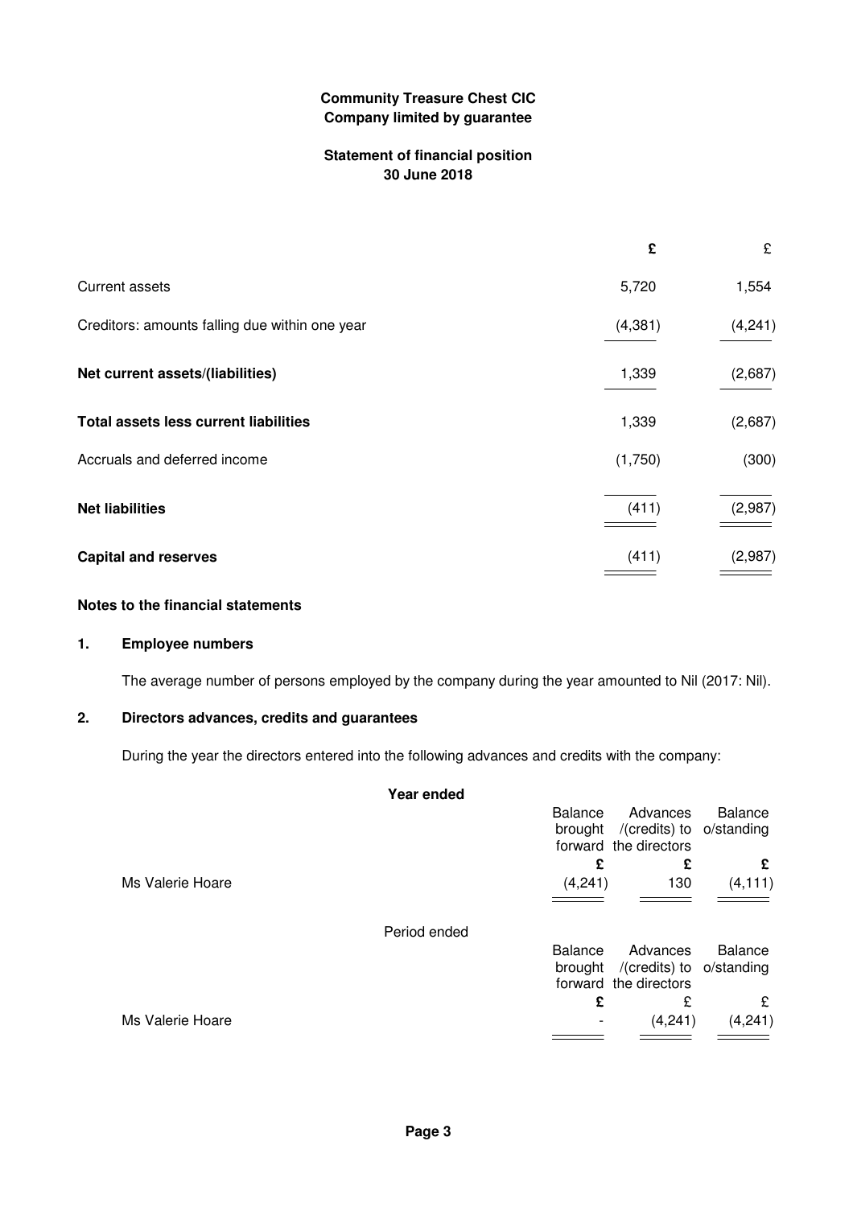**Community Treasure Chest CIC**
**Company limited by guarantee**

**Statement of financial position**
**30 June 2018**

| | **£** | £ |
|---|---|---|
| Current assets | 5,720 | 1,554 |
| Creditors: amounts falling due within one year | (4,381) | (4,241) |
| **Net current assets/(liabilities)** | 1,339 | (2,687) |
| **Total assets less current liabilities** | 1,339 | (2,687) |
| Accruals and deferred income | (1,750) | (300) |
| **Net liabilities** | (411) | (2,987) |
| **Capital and reserves** | (411) | (2,987) |

## Notes to the financial statements

### 1. Employee numbers

The average number of persons employed by the company during the year amounted to Nil (2017: Nil).

### 2. Directors advances, credits and guarantees

During the year the directors entered into the following advances and credits with the company:

**Year ended**

| | Balance brought forward | Advances /(credits) to the directors | Balance o/standing |
|---|---|---|---|
| | **£** | **£** | **£** |
| Ms Valerie Hoare | (4,241) | 130 | (4,111) |

Period ended

| | Balance brought forward | Advances /(credits) to the directors | Balance o/standing |
|---|---|---|---|
| | **£** | £ | £ |
| Ms Valerie Hoare | - | (4,241) | (4,241) |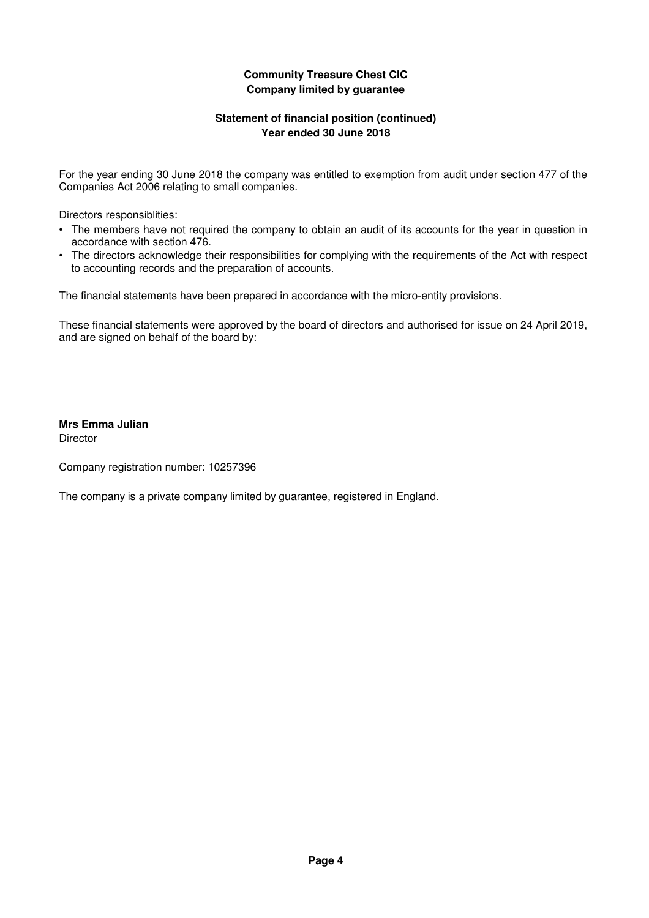**Community Treasure Chest CIC**
**Company limited by guarantee**

**Statement of financial position (continued)**
**Year ended 30 June 2018**

For the year ending 30 June 2018 the company was entitled to exemption from audit under section 477 of the Companies Act 2006 relating to small companies.

Directors responsiblities:

- The members have not required the company to obtain an audit of its accounts for the year in question in accordance with section 476.
- The directors acknowledge their responsibilities for complying with the requirements of the Act with respect to accounting records and the preparation of accounts.

The financial statements have been prepared in accordance with the micro-entity provisions.

These financial statements were approved by the board of directors and authorised for issue on 24 April 2019, and are signed on behalf of the board by:

**Mrs Emma Julian**
Director

Company registration number: 10257396

The company is a private company limited by guarantee, registered in England.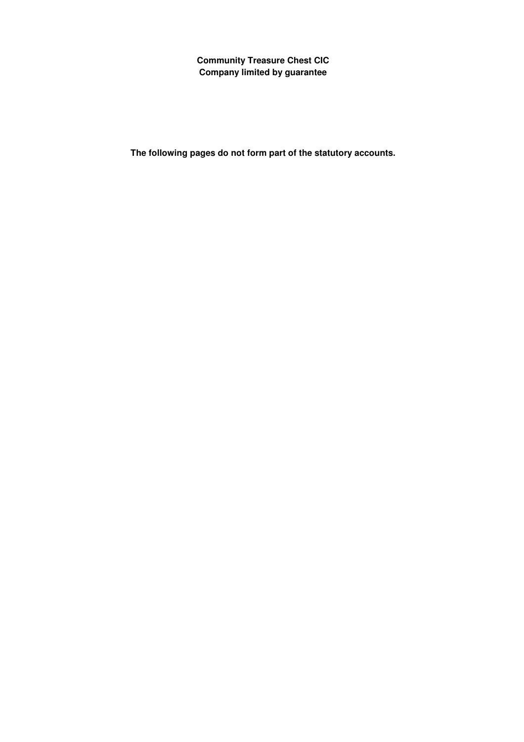**Community Treasure Chest CIC**
**Company limited by guarantee**

**The following pages do not form part of the statutory accounts.**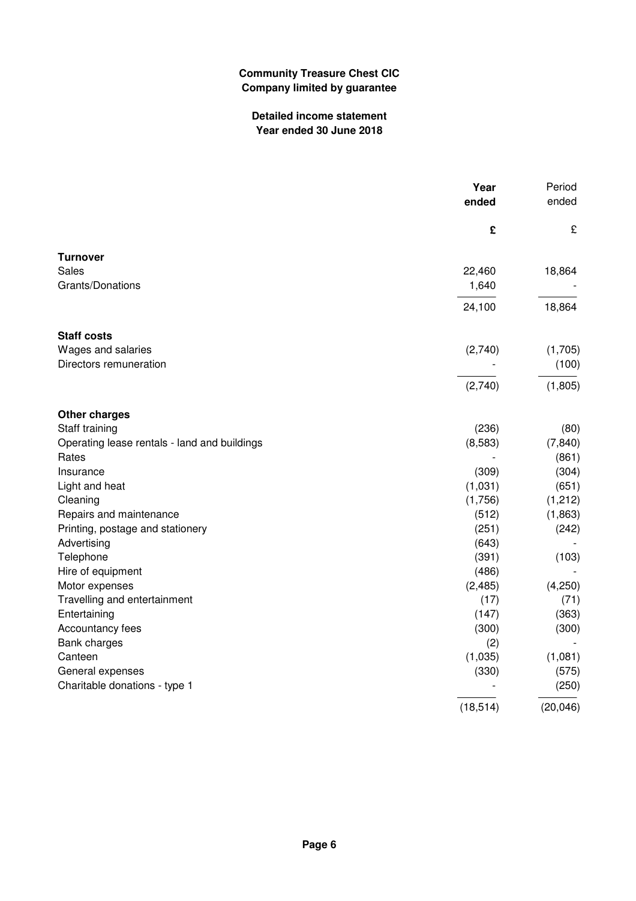**Community Treasure Chest CIC**
**Company limited by guarantee**

**Detailed income statement**
**Year ended 30 June 2018**

| | **Year ended** | Period ended |
|---|---|---|
| | **£** | £ |
| **Turnover** | | |
| Sales | 22,460 | 18,864 |
| Grants/Donations | 1,640 | - |
| | 24,100 | 18,864 |
| **Staff costs** | | |
| Wages and salaries | (2,740) | (1,705) |
| Directors remuneration | - | (100) |
| | (2,740) | (1,805) |
| **Other charges** | | |
| Staff training | (236) | (80) |
| Operating lease rentals - land and buildings | (8,583) | (7,840) |
| Rates | - | (861) |
| Insurance | (309) | (304) |
| Light and heat | (1,031) | (651) |
| Cleaning | (1,756) | (1,212) |
| Repairs and maintenance | (512) | (1,863) |
| Printing, postage and stationery | (251) | (242) |
| Advertising | (643) | - |
| Telephone | (391) | (103) |
| Hire of equipment | (486) | - |
| Motor expenses | (2,485) | (4,250) |
| Travelling and entertainment | (17) | (71) |
| Entertaining | (147) | (363) |
| Accountancy fees | (300) | (300) |
| Bank charges | (2) | - |
| Canteen | (1,035) | (1,081) |
| General expenses | (330) | (575) |
| Charitable donations - type 1 | - | (250) |
| | (18,514) | (20,046) |